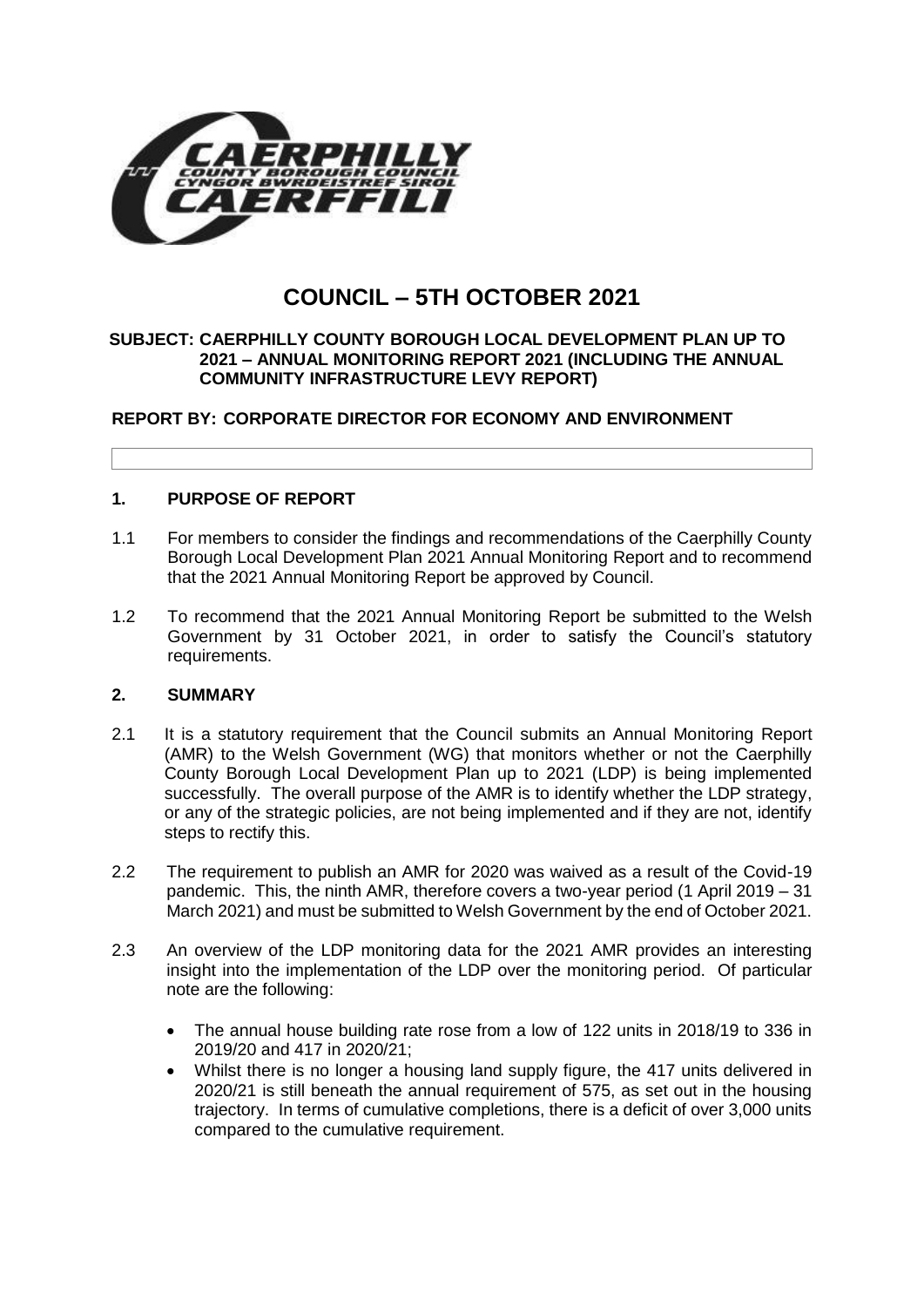# COUNCIL – 5TH OCTOBER 2021

**SUBJECT: CAERPHILLY COUNTY BOROUGH LOCAL DEVELOPMENT PLAN UP TO 2021 – ANNUAL MONITORING REPORT 2021 (INCLUDING THE ANNUAL COMMUNITY INFRASTRUCTURE LEVY REPORT)**

**REPORT BY: CORPORATE DIRECTOR FOR ECONOMY AND ENVIRONMENT**

## 1. PURPOSE OF REPORT

1.1 For members to consider the findings and recommendations of the Caerphilly County Borough Local Development Plan 2021 Annual Monitoring Report and to recommend that the 2021 Annual Monitoring Report be approved by Council.

1.2 To recommend that the 2021 Annual Monitoring Report be submitted to the Welsh Government by 31 October 2021, in order to satisfy the Council's statutory requirements.

## 2. SUMMARY

2.1 It is a statutory requirement that the Council submits an Annual Monitoring Report (AMR) to the Welsh Government (WG) that monitors whether or not the Caerphilly County Borough Local Development Plan up to 2021 (LDP) is being implemented successfully. The overall purpose of the AMR is to identify whether the LDP strategy, or any of the strategic policies, are not being implemented and if they are not, identify steps to rectify this.

2.2 The requirement to publish an AMR for 2020 was waived as a result of the Covid-19 pandemic. This, the ninth AMR, therefore covers a two-year period (1 April 2019 – 31 March 2021) and must be submitted to Welsh Government by the end of October 2021.

2.3 An overview of the LDP monitoring data for the 2021 AMR provides an interesting insight into the implementation of the LDP over the monitoring period. Of particular note are the following:

- The annual house building rate rose from a low of 122 units in 2018/19 to 336 in 2019/20 and 417 in 2020/21;
- Whilst there is no longer a housing land supply figure, the 417 units delivered in 2020/21 is still beneath the annual requirement of 575, as set out in the housing trajectory. In terms of cumulative completions, there is a deficit of over 3,000 units compared to the cumulative requirement.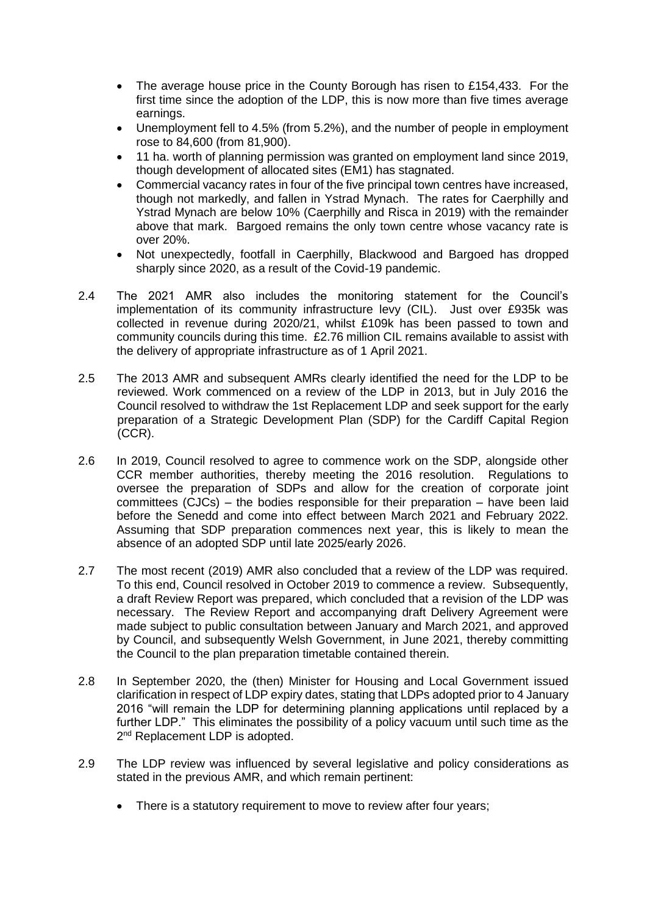- The average house price in the County Borough has risen to £154,433. For the first time since the adoption of the LDP, this is now more than five times average earnings.
- Unemployment fell to 4.5% (from 5.2%), and the number of people in employment rose to 84,600 (from 81,900).
- 11 ha. worth of planning permission was granted on employment land since 2019, though development of allocated sites (EM1) has stagnated.
- Commercial vacancy rates in four of the five principal town centres have increased, though not markedly, and fallen in Ystrad Mynach. The rates for Caerphilly and Ystrad Mynach are below 10% (Caerphilly and Risca in 2019) with the remainder above that mark. Bargoed remains the only town centre whose vacancy rate is over 20%.
- Not unexpectedly, footfall in Caerphilly, Blackwood and Bargoed has dropped sharply since 2020, as a result of the Covid-19 pandemic.

2.4 The 2021 AMR also includes the monitoring statement for the Council's implementation of its community infrastructure levy (CIL). Just over £935k was collected in revenue during 2020/21, whilst £109k has been passed to town and community councils during this time. £2.76 million CIL remains available to assist with the delivery of appropriate infrastructure as of 1 April 2021.

2.5 The 2013 AMR and subsequent AMRs clearly identified the need for the LDP to be reviewed. Work commenced on a review of the LDP in 2013, but in July 2016 the Council resolved to withdraw the 1st Replacement LDP and seek support for the early preparation of a Strategic Development Plan (SDP) for the Cardiff Capital Region (CCR).

2.6 In 2019, Council resolved to agree to commence work on the SDP, alongside other CCR member authorities, thereby meeting the 2016 resolution. Regulations to oversee the preparation of SDPs and allow for the creation of corporate joint committees (CJCs) – the bodies responsible for their preparation – have been laid before the Senedd and come into effect between March 2021 and February 2022. Assuming that SDP preparation commences next year, this is likely to mean the absence of an adopted SDP until late 2025/early 2026.

2.7 The most recent (2019) AMR also concluded that a review of the LDP was required. To this end, Council resolved in October 2019 to commence a review. Subsequently, a draft Review Report was prepared, which concluded that a revision of the LDP was necessary. The Review Report and accompanying draft Delivery Agreement were made subject to public consultation between January and March 2021, and approved by Council, and subsequently Welsh Government, in June 2021, thereby committing the Council to the plan preparation timetable contained therein.

2.8 In September 2020, the (then) Minister for Housing and Local Government issued clarification in respect of LDP expiry dates, stating that LDPs adopted prior to 4 January 2016 "will remain the LDP for determining planning applications until replaced by a further LDP." This eliminates the possibility of a policy vacuum until such time as the 2nd Replacement LDP is adopted.

2.9 The LDP review was influenced by several legislative and policy considerations as stated in the previous AMR, and which remain pertinent:

- There is a statutory requirement to move to review after four years;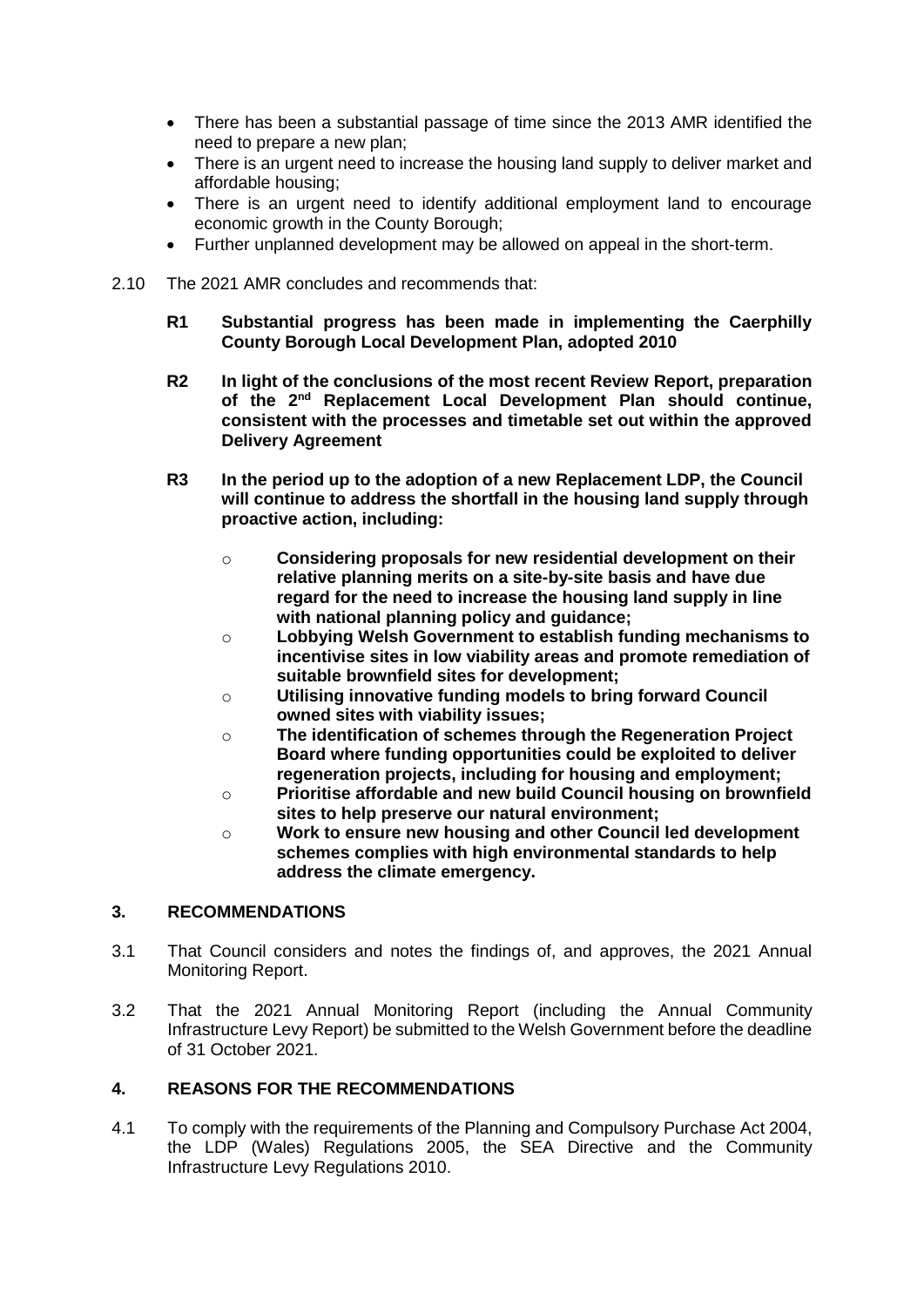- There has been a substantial passage of time since the 2013 AMR identified the need to prepare a new plan;
- There is an urgent need to increase the housing land supply to deliver market and affordable housing;
- There is an urgent need to identify additional employment land to encourage economic growth in the County Borough;
- Further unplanned development may be allowed on appeal in the short-term.

2.10 The 2021 AMR concludes and recommends that:

**R1 Substantial progress has been made in implementing the Caerphilly County Borough Local Development Plan, adopted 2010**

**R2 In light of the conclusions of the most recent Review Report, preparation of the 2nd Replacement Local Development Plan should continue, consistent with the processes and timetable set out within the approved Delivery Agreement**

**R3 In the period up to the adoption of a new Replacement LDP, the Council will continue to address the shortfall in the housing land supply through proactive action, including:**

- **Considering proposals for new residential development on their relative planning merits on a site-by-site basis and have due regard for the need to increase the housing land supply in line with national planning policy and guidance;**
- **Lobbying Welsh Government to establish funding mechanisms to incentivise sites in low viability areas and promote remediation of suitable brownfield sites for development;**
- **Utilising innovative funding models to bring forward Council owned sites with viability issues;**
- **The identification of schemes through the Regeneration Project Board where funding opportunities could be exploited to deliver regeneration projects, including for housing and employment;**
- **Prioritise affordable and new build Council housing on brownfield sites to help preserve our natural environment;**
- **Work to ensure new housing and other Council led development schemes complies with high environmental standards to help address the climate emergency.**

## 3. RECOMMENDATIONS

3.1 That Council considers and notes the findings of, and approves, the 2021 Annual Monitoring Report.

3.2 That the 2021 Annual Monitoring Report (including the Annual Community Infrastructure Levy Report) be submitted to the Welsh Government before the deadline of 31 October 2021.

## 4. REASONS FOR THE RECOMMENDATIONS

4.1 To comply with the requirements of the Planning and Compulsory Purchase Act 2004, the LDP (Wales) Regulations 2005, the SEA Directive and the Community Infrastructure Levy Regulations 2010.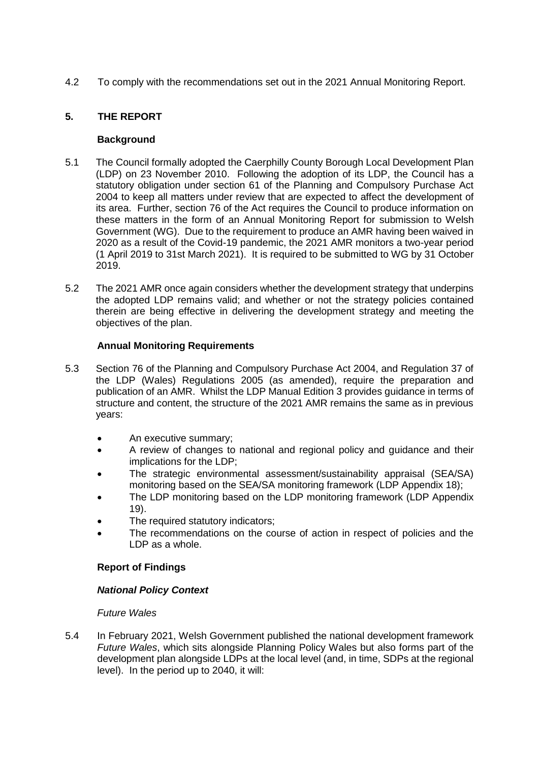4.2 To comply with the recommendations set out in the 2021 Annual Monitoring Report.

## 5. THE REPORT

### Background

5.1 The Council formally adopted the Caerphilly County Borough Local Development Plan (LDP) on 23 November 2010. Following the adoption of its LDP, the Council has a statutory obligation under section 61 of the Planning and Compulsory Purchase Act 2004 to keep all matters under review that are expected to affect the development of its area. Further, section 76 of the Act requires the Council to produce information on these matters in the form of an Annual Monitoring Report for submission to Welsh Government (WG). Due to the requirement to produce an AMR having been waived in 2020 as a result of the Covid-19 pandemic, the 2021 AMR monitors a two-year period (1 April 2019 to 31st March 2021). It is required to be submitted to WG by 31 October 2019.

5.2 The 2021 AMR once again considers whether the development strategy that underpins the adopted LDP remains valid; and whether or not the strategy policies contained therein are being effective in delivering the development strategy and meeting the objectives of the plan.

### Annual Monitoring Requirements

5.3 Section 76 of the Planning and Compulsory Purchase Act 2004, and Regulation 37 of the LDP (Wales) Regulations 2005 (as amended), require the preparation and publication of an AMR. Whilst the LDP Manual Edition 3 provides guidance in terms of structure and content, the structure of the 2021 AMR remains the same as in previous years:

- An executive summary;
- A review of changes to national and regional policy and guidance and their implications for the LDP;
- The strategic environmental assessment/sustainability appraisal (SEA/SA) monitoring based on the SEA/SA monitoring framework (LDP Appendix 18);
- The LDP monitoring based on the LDP monitoring framework (LDP Appendix 19).
- The required statutory indicators;
- The recommendations on the course of action in respect of policies and the LDP as a whole.

### Report of Findings

#### *National Policy Context*

*Future Wales*

5.4 In February 2021, Welsh Government published the national development framework *Future Wales*, which sits alongside Planning Policy Wales but also forms part of the development plan alongside LDPs at the local level (and, in time, SDPs at the regional level). In the period up to 2040, it will: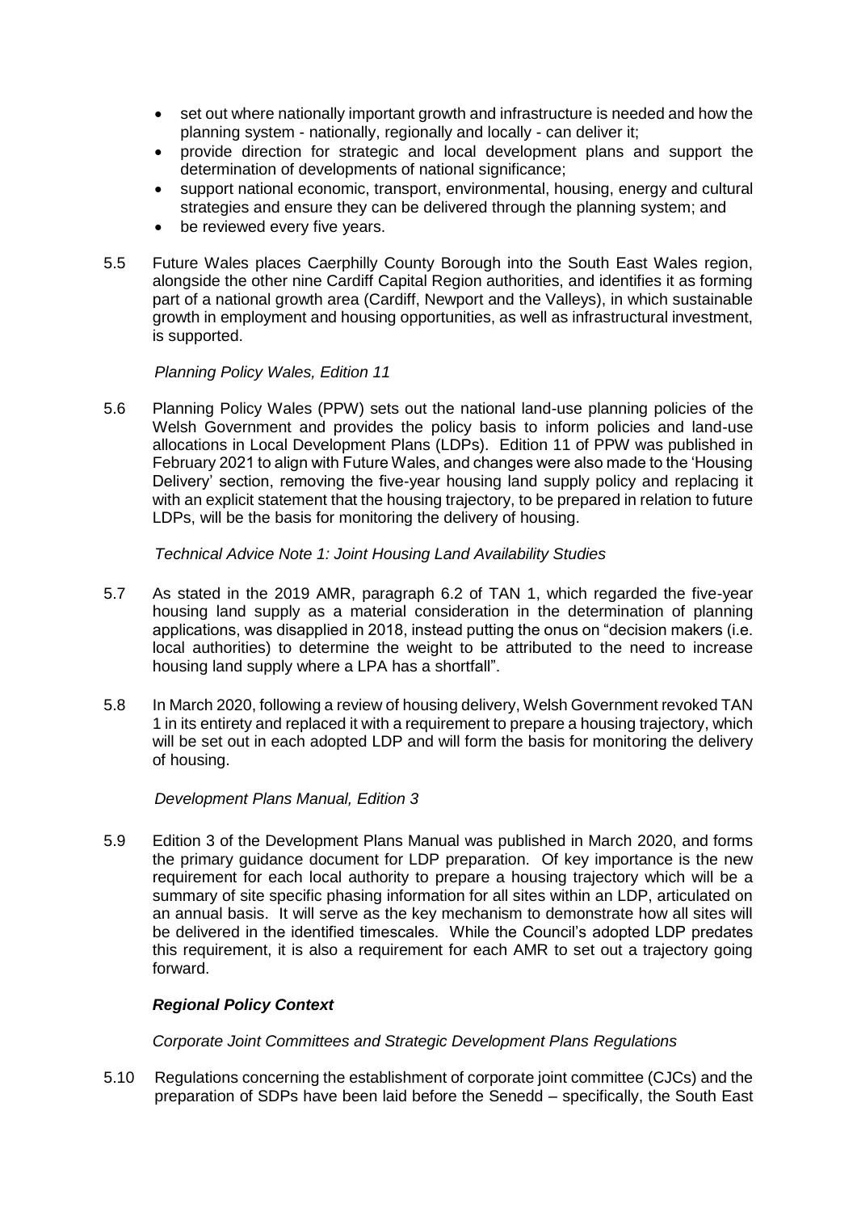- set out where nationally important growth and infrastructure is needed and how the planning system - nationally, regionally and locally - can deliver it;
- provide direction for strategic and local development plans and support the determination of developments of national significance;
- support national economic, transport, environmental, housing, energy and cultural strategies and ensure they can be delivered through the planning system; and
- be reviewed every five years.

5.5 Future Wales places Caerphilly County Borough into the South East Wales region, alongside the other nine Cardiff Capital Region authorities, and identifies it as forming part of a national growth area (Cardiff, Newport and the Valleys), in which sustainable growth in employment and housing opportunities, as well as infrastructural investment, is supported.

*Planning Policy Wales, Edition 11*

5.6 Planning Policy Wales (PPW) sets out the national land-use planning policies of the Welsh Government and provides the policy basis to inform policies and land-use allocations in Local Development Plans (LDPs). Edition 11 of PPW was published in February 2021 to align with Future Wales, and changes were also made to the 'Housing Delivery' section, removing the five-year housing land supply policy and replacing it with an explicit statement that the housing trajectory, to be prepared in relation to future LDPs, will be the basis for monitoring the delivery of housing.

*Technical Advice Note 1: Joint Housing Land Availability Studies*

5.7 As stated in the 2019 AMR, paragraph 6.2 of TAN 1, which regarded the five-year housing land supply as a material consideration in the determination of planning applications, was disapplied in 2018, instead putting the onus on "decision makers (i.e. local authorities) to determine the weight to be attributed to the need to increase housing land supply where a LPA has a shortfall".

5.8 In March 2020, following a review of housing delivery, Welsh Government revoked TAN 1 in its entirety and replaced it with a requirement to prepare a housing trajectory, which will be set out in each adopted LDP and will form the basis for monitoring the delivery of housing.

*Development Plans Manual, Edition 3*

5.9 Edition 3 of the Development Plans Manual was published in March 2020, and forms the primary guidance document for LDP preparation. Of key importance is the new requirement for each local authority to prepare a housing trajectory which will be a summary of site specific phasing information for all sites within an LDP, articulated on an annual basis. It will serve as the key mechanism to demonstrate how all sites will be delivered in the identified timescales. While the Council's adopted LDP predates this requirement, it is also a requirement for each AMR to set out a trajectory going forward.

***Regional Policy Context***

*Corporate Joint Committees and Strategic Development Plans Regulations*

5.10 Regulations concerning the establishment of corporate joint committee (CJCs) and the preparation of SDPs have been laid before the Senedd – specifically, the South East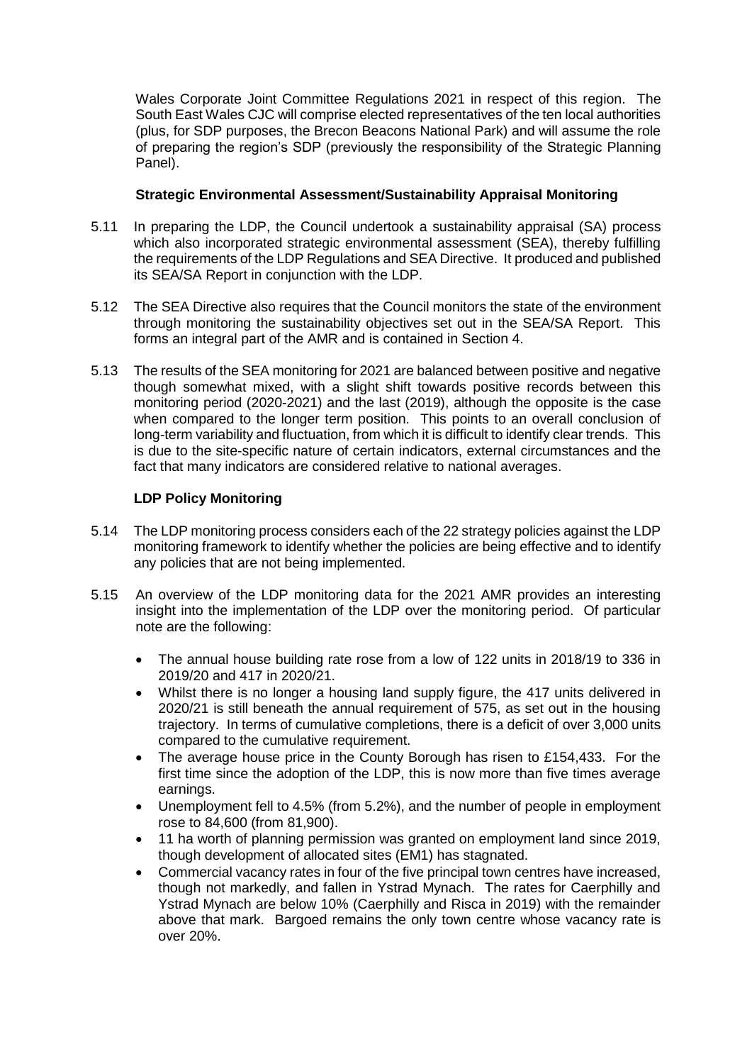Wales Corporate Joint Committee Regulations 2021 in respect of this region. The South East Wales CJC will comprise elected representatives of the ten local authorities (plus, for SDP purposes, the Brecon Beacons National Park) and will assume the role of preparing the region's SDP (previously the responsibility of the Strategic Planning Panel).

**Strategic Environmental Assessment/Sustainability Appraisal Monitoring**

5.11 In preparing the LDP, the Council undertook a sustainability appraisal (SA) process which also incorporated strategic environmental assessment (SEA), thereby fulfilling the requirements of the LDP Regulations and SEA Directive. It produced and published its SEA/SA Report in conjunction with the LDP.

5.12 The SEA Directive also requires that the Council monitors the state of the environment through monitoring the sustainability objectives set out in the SEA/SA Report. This forms an integral part of the AMR and is contained in Section 4.

5.13 The results of the SEA monitoring for 2021 are balanced between positive and negative though somewhat mixed, with a slight shift towards positive records between this monitoring period (2020-2021) and the last (2019), although the opposite is the case when compared to the longer term position. This points to an overall conclusion of long-term variability and fluctuation, from which it is difficult to identify clear trends. This is due to the site-specific nature of certain indicators, external circumstances and the fact that many indicators are considered relative to national averages.

**LDP Policy Monitoring**

5.14 The LDP monitoring process considers each of the 22 strategy policies against the LDP monitoring framework to identify whether the policies are being effective and to identify any policies that are not being implemented.

5.15 An overview of the LDP monitoring data for the 2021 AMR provides an interesting insight into the implementation of the LDP over the monitoring period. Of particular note are the following:

- The annual house building rate rose from a low of 122 units in 2018/19 to 336 in 2019/20 and 417 in 2020/21.
- Whilst there is no longer a housing land supply figure, the 417 units delivered in 2020/21 is still beneath the annual requirement of 575, as set out in the housing trajectory. In terms of cumulative completions, there is a deficit of over 3,000 units compared to the cumulative requirement.
- The average house price in the County Borough has risen to £154,433. For the first time since the adoption of the LDP, this is now more than five times average earnings.
- Unemployment fell to 4.5% (from 5.2%), and the number of people in employment rose to 84,600 (from 81,900).
- 11 ha worth of planning permission was granted on employment land since 2019, though development of allocated sites (EM1) has stagnated.
- Commercial vacancy rates in four of the five principal town centres have increased, though not markedly, and fallen in Ystrad Mynach. The rates for Caerphilly and Ystrad Mynach are below 10% (Caerphilly and Risca in 2019) with the remainder above that mark. Bargoed remains the only town centre whose vacancy rate is over 20%.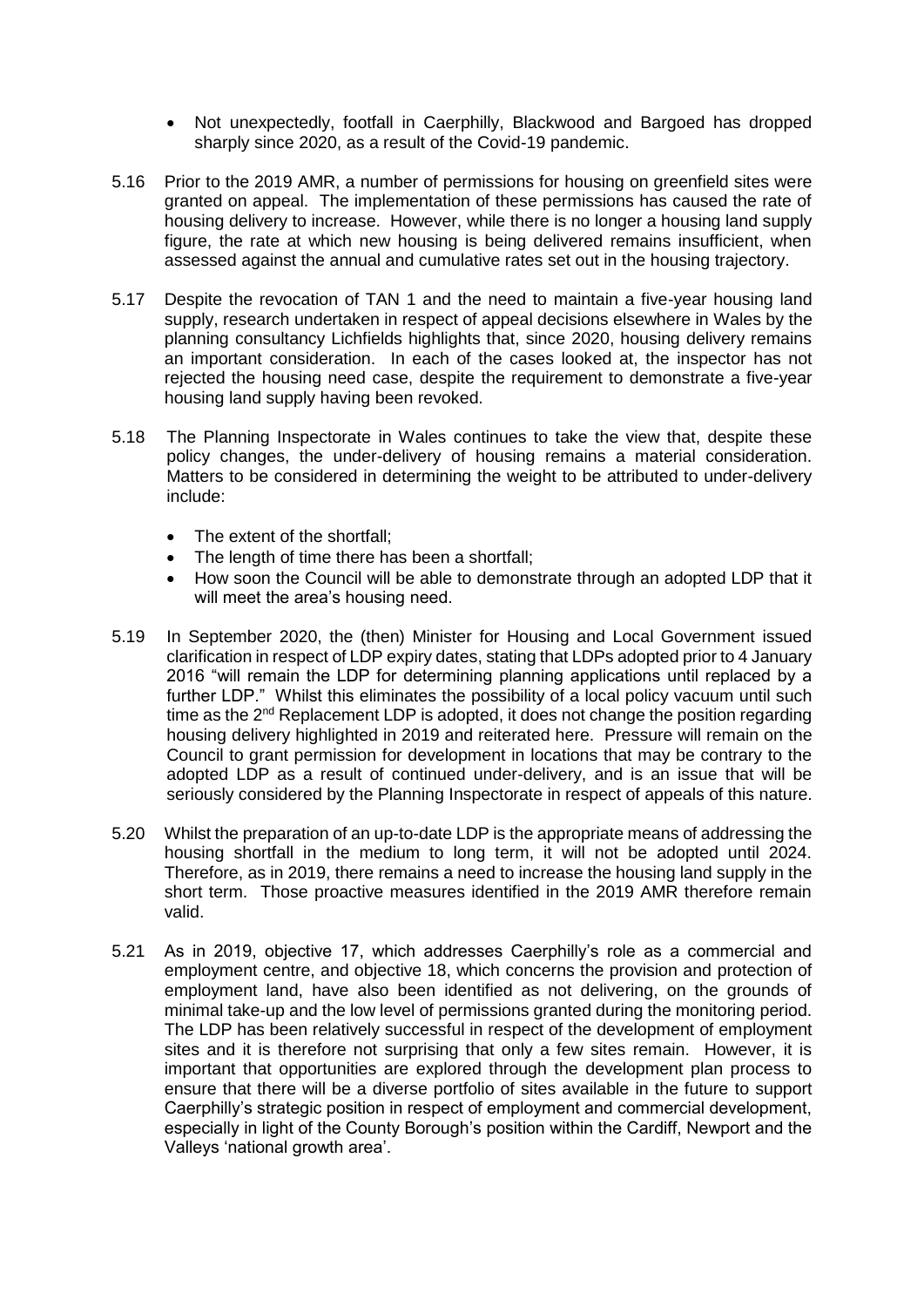- Not unexpectedly, footfall in Caerphilly, Blackwood and Bargoed has dropped sharply since 2020, as a result of the Covid-19 pandemic.

5.16 Prior to the 2019 AMR, a number of permissions for housing on greenfield sites were granted on appeal. The implementation of these permissions has caused the rate of housing delivery to increase. However, while there is no longer a housing land supply figure, the rate at which new housing is being delivered remains insufficient, when assessed against the annual and cumulative rates set out in the housing trajectory.

5.17 Despite the revocation of TAN 1 and the need to maintain a five-year housing land supply, research undertaken in respect of appeal decisions elsewhere in Wales by the planning consultancy Lichfields highlights that, since 2020, housing delivery remains an important consideration. In each of the cases looked at, the inspector has not rejected the housing need case, despite the requirement to demonstrate a five-year housing land supply having been revoked.

5.18 The Planning Inspectorate in Wales continues to take the view that, despite these policy changes, the under-delivery of housing remains a material consideration. Matters to be considered in determining the weight to be attributed to under-delivery include:

- The extent of the shortfall;
- The length of time there has been a shortfall;
- How soon the Council will be able to demonstrate through an adopted LDP that it will meet the area's housing need.

5.19 In September 2020, the (then) Minister for Housing and Local Government issued clarification in respect of LDP expiry dates, stating that LDPs adopted prior to 4 January 2016 "will remain the LDP for determining planning applications until replaced by a further LDP." Whilst this eliminates the possibility of a local policy vacuum until such time as the 2nd Replacement LDP is adopted, it does not change the position regarding housing delivery highlighted in 2019 and reiterated here. Pressure will remain on the Council to grant permission for development in locations that may be contrary to the adopted LDP as a result of continued under-delivery, and is an issue that will be seriously considered by the Planning Inspectorate in respect of appeals of this nature.

5.20 Whilst the preparation of an up-to-date LDP is the appropriate means of addressing the housing shortfall in the medium to long term, it will not be adopted until 2024. Therefore, as in 2019, there remains a need to increase the housing land supply in the short term. Those proactive measures identified in the 2019 AMR therefore remain valid.

5.21 As in 2019, objective 17, which addresses Caerphilly's role as a commercial and employment centre, and objective 18, which concerns the provision and protection of employment land, have also been identified as not delivering, on the grounds of minimal take-up and the low level of permissions granted during the monitoring period. The LDP has been relatively successful in respect of the development of employment sites and it is therefore not surprising that only a few sites remain. However, it is important that opportunities are explored through the development plan process to ensure that there will be a diverse portfolio of sites available in the future to support Caerphilly's strategic position in respect of employment and commercial development, especially in light of the County Borough's position within the Cardiff, Newport and the Valleys 'national growth area'.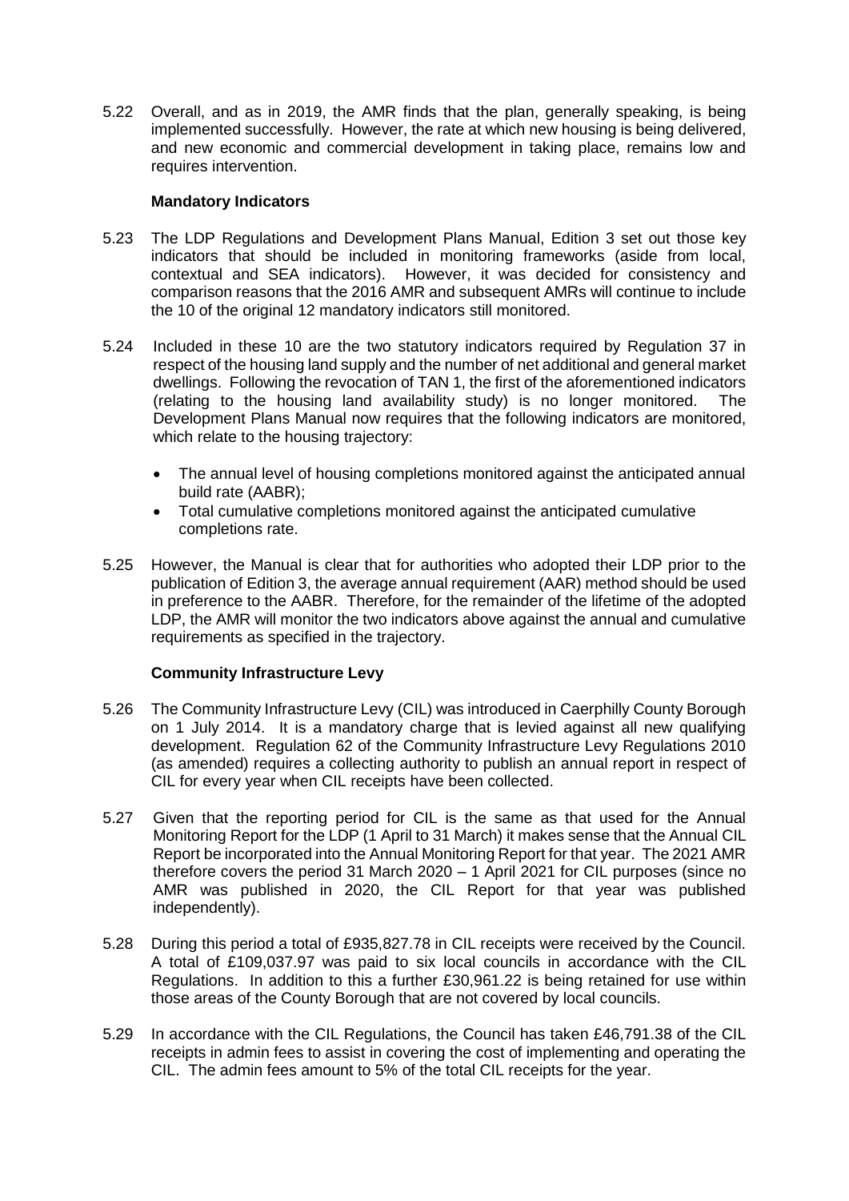5.22 Overall, and as in 2019, the AMR finds that the plan, generally speaking, is being implemented successfully. However, the rate at which new housing is being delivered, and new economic and commercial development in taking place, remains low and requires intervention.

**Mandatory Indicators**

5.23 The LDP Regulations and Development Plans Manual, Edition 3 set out those key indicators that should be included in monitoring frameworks (aside from local, contextual and SEA indicators). However, it was decided for consistency and comparison reasons that the 2016 AMR and subsequent AMRs will continue to include the 10 of the original 12 mandatory indicators still monitored.

5.24 Included in these 10 are the two statutory indicators required by Regulation 37 in respect of the housing land supply and the number of net additional and general market dwellings. Following the revocation of TAN 1, the first of the aforementioned indicators (relating to the housing land availability study) is no longer monitored. The Development Plans Manual now requires that the following indicators are monitored, which relate to the housing trajectory:

- The annual level of housing completions monitored against the anticipated annual build rate (AABR);
- Total cumulative completions monitored against the anticipated cumulative completions rate.

5.25 However, the Manual is clear that for authorities who adopted their LDP prior to the publication of Edition 3, the average annual requirement (AAR) method should be used in preference to the AABR. Therefore, for the remainder of the lifetime of the adopted LDP, the AMR will monitor the two indicators above against the annual and cumulative requirements as specified in the trajectory.

**Community Infrastructure Levy**

5.26 The Community Infrastructure Levy (CIL) was introduced in Caerphilly County Borough on 1 July 2014. It is a mandatory charge that is levied against all new qualifying development. Regulation 62 of the Community Infrastructure Levy Regulations 2010 (as amended) requires a collecting authority to publish an annual report in respect of CIL for every year when CIL receipts have been collected.

5.27 Given that the reporting period for CIL is the same as that used for the Annual Monitoring Report for the LDP (1 April to 31 March) it makes sense that the Annual CIL Report be incorporated into the Annual Monitoring Report for that year. The 2021 AMR therefore covers the period 31 March 2020 – 1 April 2021 for CIL purposes (since no AMR was published in 2020, the CIL Report for that year was published independently).

5.28 During this period a total of £935,827.78 in CIL receipts were received by the Council. A total of £109,037.97 was paid to six local councils in accordance with the CIL Regulations. In addition to this a further £30,961.22 is being retained for use within those areas of the County Borough that are not covered by local councils.

5.29 In accordance with the CIL Regulations, the Council has taken £46,791.38 of the CIL receipts in admin fees to assist in covering the cost of implementing and operating the CIL. The admin fees amount to 5% of the total CIL receipts for the year.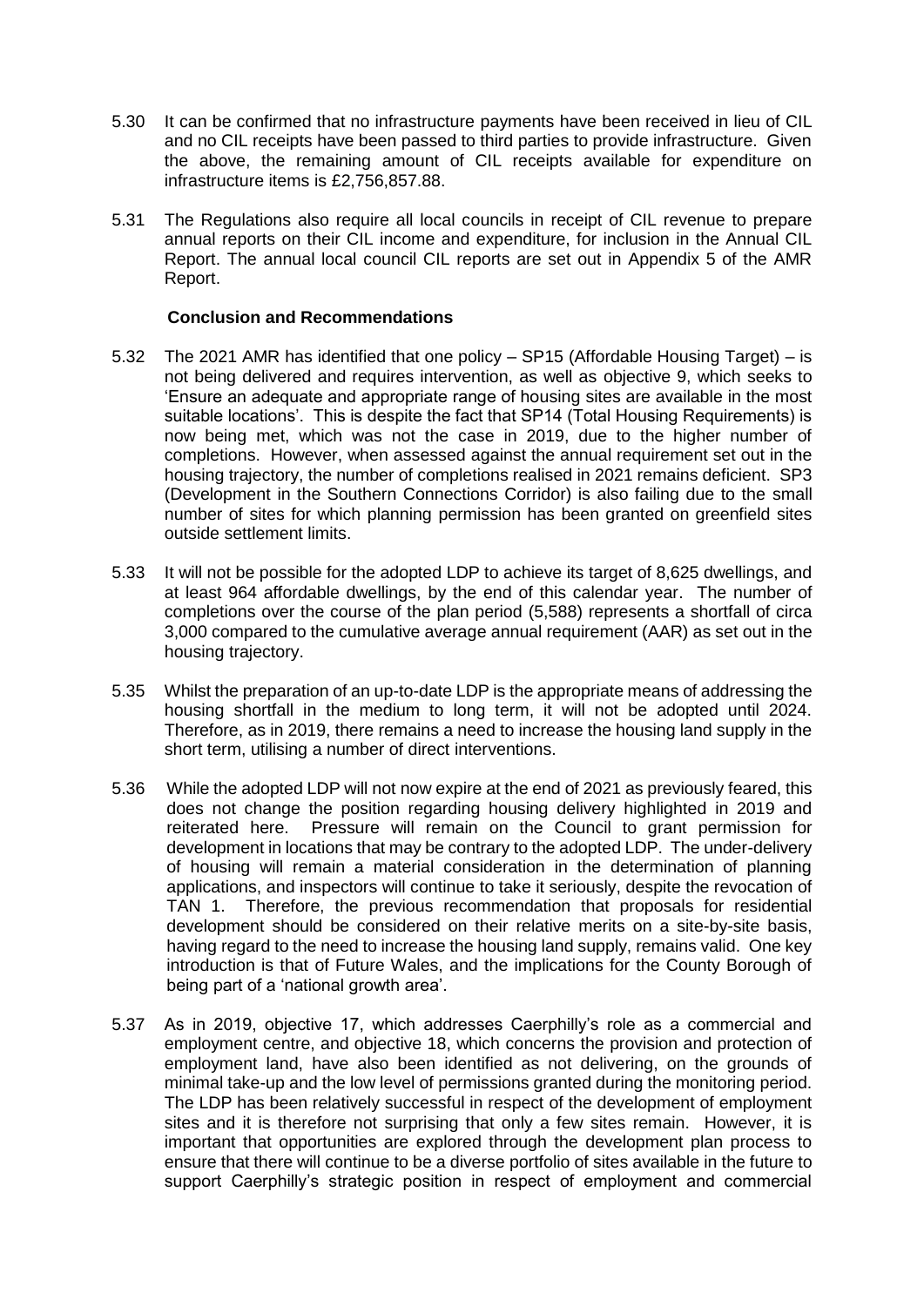5.30 It can be confirmed that no infrastructure payments have been received in lieu of CIL and no CIL receipts have been passed to third parties to provide infrastructure. Given the above, the remaining amount of CIL receipts available for expenditure on infrastructure items is £2,756,857.88.

5.31 The Regulations also require all local councils in receipt of CIL revenue to prepare annual reports on their CIL income and expenditure, for inclusion in the Annual CIL Report. The annual local council CIL reports are set out in Appendix 5 of the AMR Report.

**Conclusion and Recommendations**

5.32 The 2021 AMR has identified that one policy – SP15 (Affordable Housing Target) – is not being delivered and requires intervention, as well as objective 9, which seeks to 'Ensure an adequate and appropriate range of housing sites are available in the most suitable locations'. This is despite the fact that SP14 (Total Housing Requirements) is now being met, which was not the case in 2019, due to the higher number of completions. However, when assessed against the annual requirement set out in the housing trajectory, the number of completions realised in 2021 remains deficient. SP3 (Development in the Southern Connections Corridor) is also failing due to the small number of sites for which planning permission has been granted on greenfield sites outside settlement limits.

5.33 It will not be possible for the adopted LDP to achieve its target of 8,625 dwellings, and at least 964 affordable dwellings, by the end of this calendar year. The number of completions over the course of the plan period (5,588) represents a shortfall of circa 3,000 compared to the cumulative average annual requirement (AAR) as set out in the housing trajectory.

5.35 Whilst the preparation of an up-to-date LDP is the appropriate means of addressing the housing shortfall in the medium to long term, it will not be adopted until 2024. Therefore, as in 2019, there remains a need to increase the housing land supply in the short term, utilising a number of direct interventions.

5.36 While the adopted LDP will not now expire at the end of 2021 as previously feared, this does not change the position regarding housing delivery highlighted in 2019 and reiterated here. Pressure will remain on the Council to grant permission for development in locations that may be contrary to the adopted LDP. The under-delivery of housing will remain a material consideration in the determination of planning applications, and inspectors will continue to take it seriously, despite the revocation of TAN 1. Therefore, the previous recommendation that proposals for residential development should be considered on their relative merits on a site-by-site basis, having regard to the need to increase the housing land supply, remains valid. One key introduction is that of Future Wales, and the implications for the County Borough of being part of a 'national growth area'.

5.37 As in 2019, objective 17, which addresses Caerphilly's role as a commercial and employment centre, and objective 18, which concerns the provision and protection of employment land, have also been identified as not delivering, on the grounds of minimal take-up and the low level of permissions granted during the monitoring period. The LDP has been relatively successful in respect of the development of employment sites and it is therefore not surprising that only a few sites remain. However, it is important that opportunities are explored through the development plan process to ensure that there will continue to be a diverse portfolio of sites available in the future to support Caerphilly's strategic position in respect of employment and commercial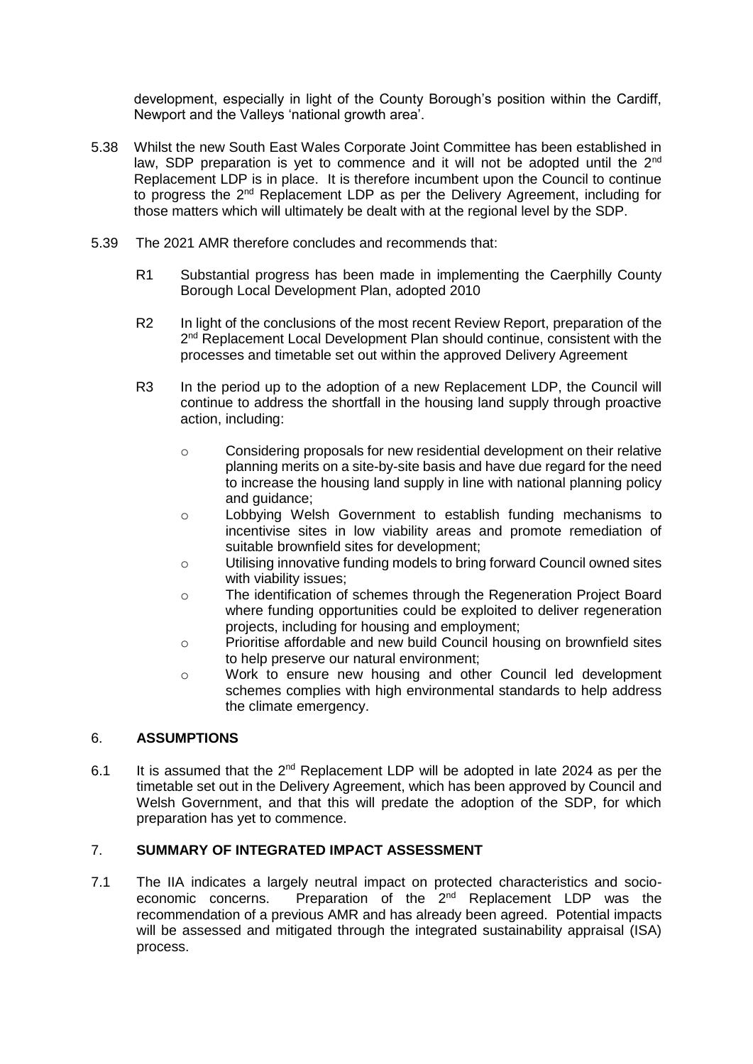development, especially in light of the County Borough's position within the Cardiff, Newport and the Valleys 'national growth area'.

5.38 Whilst the new South East Wales Corporate Joint Committee has been established in law, SDP preparation is yet to commence and it will not be adopted until the 2nd Replacement LDP is in place. It is therefore incumbent upon the Council to continue to progress the 2nd Replacement LDP as per the Delivery Agreement, including for those matters which will ultimately be dealt with at the regional level by the SDP.

5.39 The 2021 AMR therefore concludes and recommends that:

R1 Substantial progress has been made in implementing the Caerphilly County Borough Local Development Plan, adopted 2010

R2 In light of the conclusions of the most recent Review Report, preparation of the 2nd Replacement Local Development Plan should continue, consistent with the processes and timetable set out within the approved Delivery Agreement

R3 In the period up to the adoption of a new Replacement LDP, the Council will continue to address the shortfall in the housing land supply through proactive action, including:

- Considering proposals for new residential development on their relative planning merits on a site-by-site basis and have due regard for the need to increase the housing land supply in line with national planning policy and guidance;
- Lobbying Welsh Government to establish funding mechanisms to incentivise sites in low viability areas and promote remediation of suitable brownfield sites for development;
- Utilising innovative funding models to bring forward Council owned sites with viability issues;
- The identification of schemes through the Regeneration Project Board where funding opportunities could be exploited to deliver regeneration projects, including for housing and employment;
- Prioritise affordable and new build Council housing on brownfield sites to help preserve our natural environment;
- Work to ensure new housing and other Council led development schemes complies with high environmental standards to help address the climate emergency.

## 6. ASSUMPTIONS

6.1 It is assumed that the 2nd Replacement LDP will be adopted in late 2024 as per the timetable set out in the Delivery Agreement, which has been approved by Council and Welsh Government, and that this will predate the adoption of the SDP, for which preparation has yet to commence.

## 7. SUMMARY OF INTEGRATED IMPACT ASSESSMENT

7.1 The IIA indicates a largely neutral impact on protected characteristics and socio-economic concerns. Preparation of the 2nd Replacement LDP was the recommendation of a previous AMR and has already been agreed. Potential impacts will be assessed and mitigated through the integrated sustainability appraisal (ISA) process.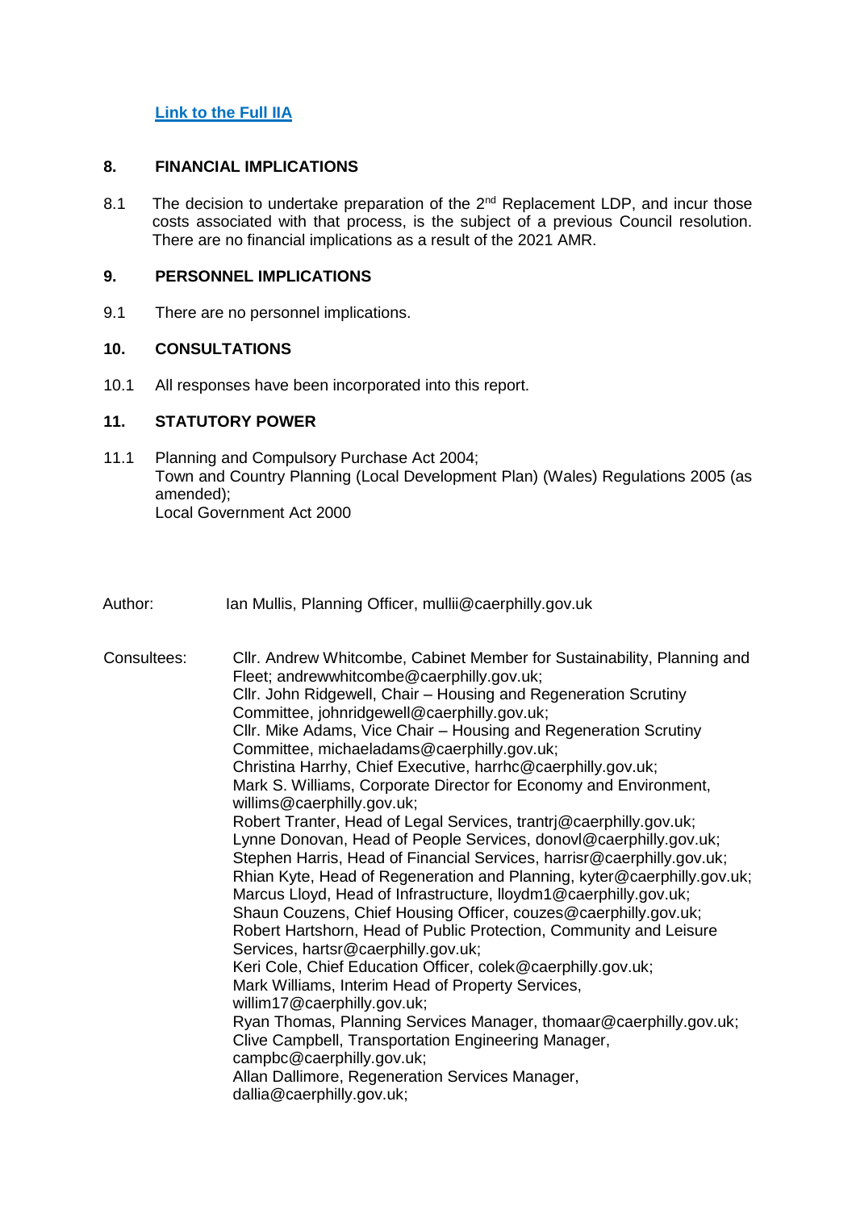**Link to the Full IIA**

## 8. FINANCIAL IMPLICATIONS

8.1 The decision to undertake preparation of the 2nd Replacement LDP, and incur those costs associated with that process, is the subject of a previous Council resolution. There are no financial implications as a result of the 2021 AMR.

## 9. PERSONNEL IMPLICATIONS

9.1 There are no personnel implications.

## 10. CONSULTATIONS

10.1 All responses have been incorporated into this report.

## 11. STATUTORY POWER

11.1 Planning and Compulsory Purchase Act 2004;
Town and Country Planning (Local Development Plan) (Wales) Regulations 2005 (as amended);
Local Government Act 2000

Author: Ian Mullis, Planning Officer, mullii@caerphilly.gov.uk

Consultees:
Cllr. Andrew Whitcombe, Cabinet Member for Sustainability, Planning and Fleet; andrewwhitcombe@caerphilly.gov.uk;
Cllr. John Ridgewell, Chair – Housing and Regeneration Scrutiny Committee, johnridgewell@caerphilly.gov.uk;
Cllr. Mike Adams, Vice Chair – Housing and Regeneration Scrutiny Committee, michaeladams@caerphilly.gov.uk;
Christina Harrhy, Chief Executive, harrhc@caerphilly.gov.uk;
Mark S. Williams, Corporate Director for Economy and Environment, willims@caerphilly.gov.uk;
Robert Tranter, Head of Legal Services, trantrj@caerphilly.gov.uk;
Lynne Donovan, Head of People Services, donovl@caerphilly.gov.uk;
Stephen Harris, Head of Financial Services, harrisr@caerphilly.gov.uk;
Rhian Kyte, Head of Regeneration and Planning, kyter@caerphilly.gov.uk;
Marcus Lloyd, Head of Infrastructure, lloydm1@caerphilly.gov.uk;
Shaun Couzens, Chief Housing Officer, couzes@caerphilly.gov.uk;
Robert Hartshorn, Head of Public Protection, Community and Leisure Services, hartsr@caerphilly.gov.uk;
Keri Cole, Chief Education Officer, colek@caerphilly.gov.uk;
Mark Williams, Interim Head of Property Services, willim17@caerphilly.gov.uk;
Ryan Thomas, Planning Services Manager, thomaar@caerphilly.gov.uk;
Clive Campbell, Transportation Engineering Manager, campbc@caerphilly.gov.uk;
Allan Dallimore, Regeneration Services Manager, dallia@caerphilly.gov.uk;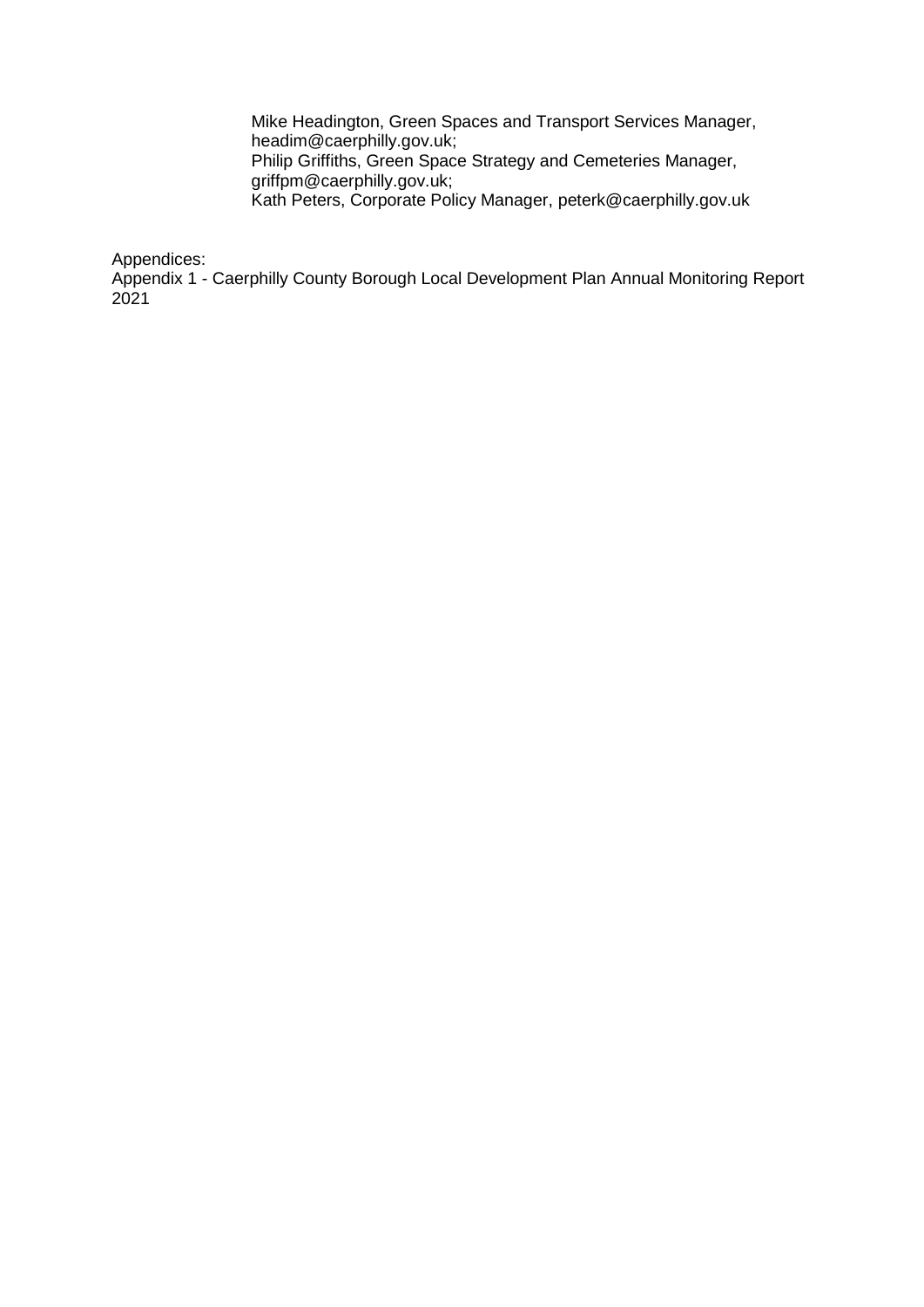Mike Headington, Green Spaces and Transport Services Manager, headim@caerphilly.gov.uk;
Philip Griffiths, Green Space Strategy and Cemeteries Manager, griffpm@caerphilly.gov.uk;
Kath Peters, Corporate Policy Manager, peterk@caerphilly.gov.uk

Appendices:
Appendix 1 - Caerphilly County Borough Local Development Plan Annual Monitoring Report 2021